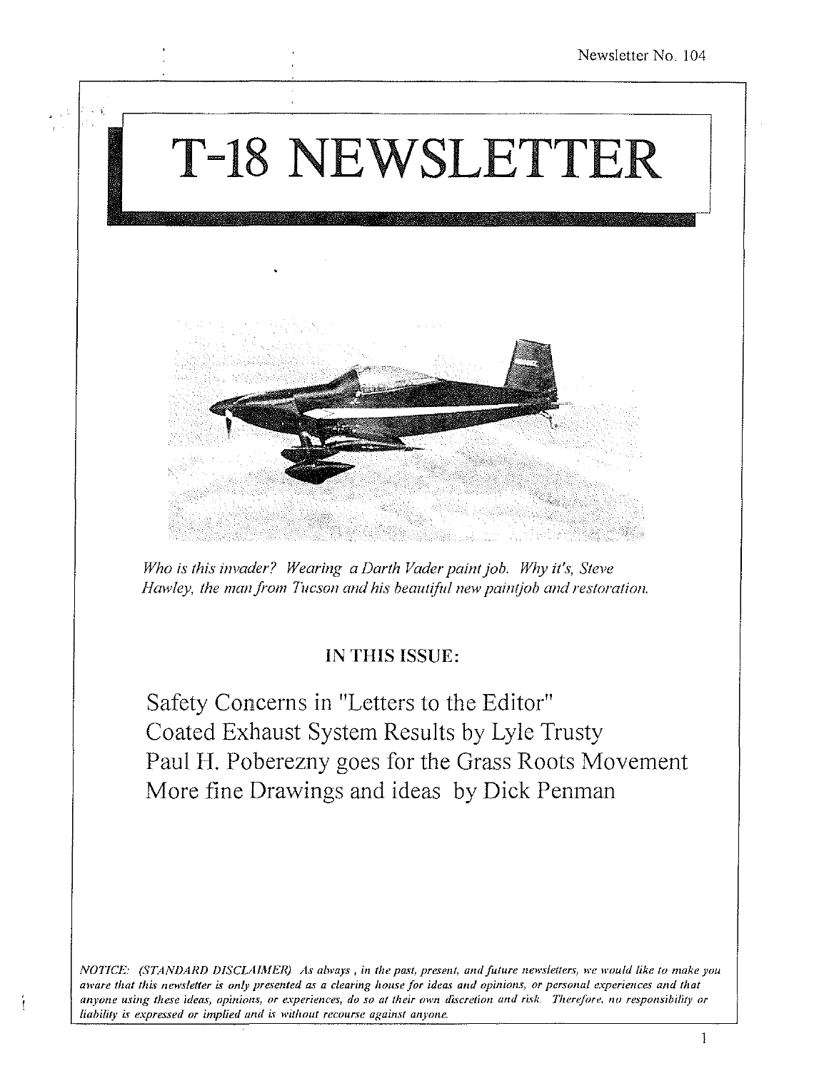Newsletter No. 104

# T-18 NEWSLETTER

*Who is this invader? Wearing a Darth Vader paint job. Why it's, Steve Hawley, the man from Tucson and his beautiful new paintjob and restoration.*

## IN THIS ISSUE:

Safety Concerns in "Letters to the Editor"
Coated Exhaust System Results by Lyle Trusty
Paul H. Poberezny goes for the Grass Roots Movement
More fine Drawings and ideas by Dick Penman

*NOTICE: (STANDARD DISCLAIMER) As always, in the past, present, and future newsletters, we would like to make you aware that this newsletter is only presented as a clearing house for ideas and opinions, or personal experiences and that anyone using these ideas, opinions, or experiences, do so at their own discretion and risk. Therefore, no responsibility or liability is expressed or implied and is without recourse against anyone.*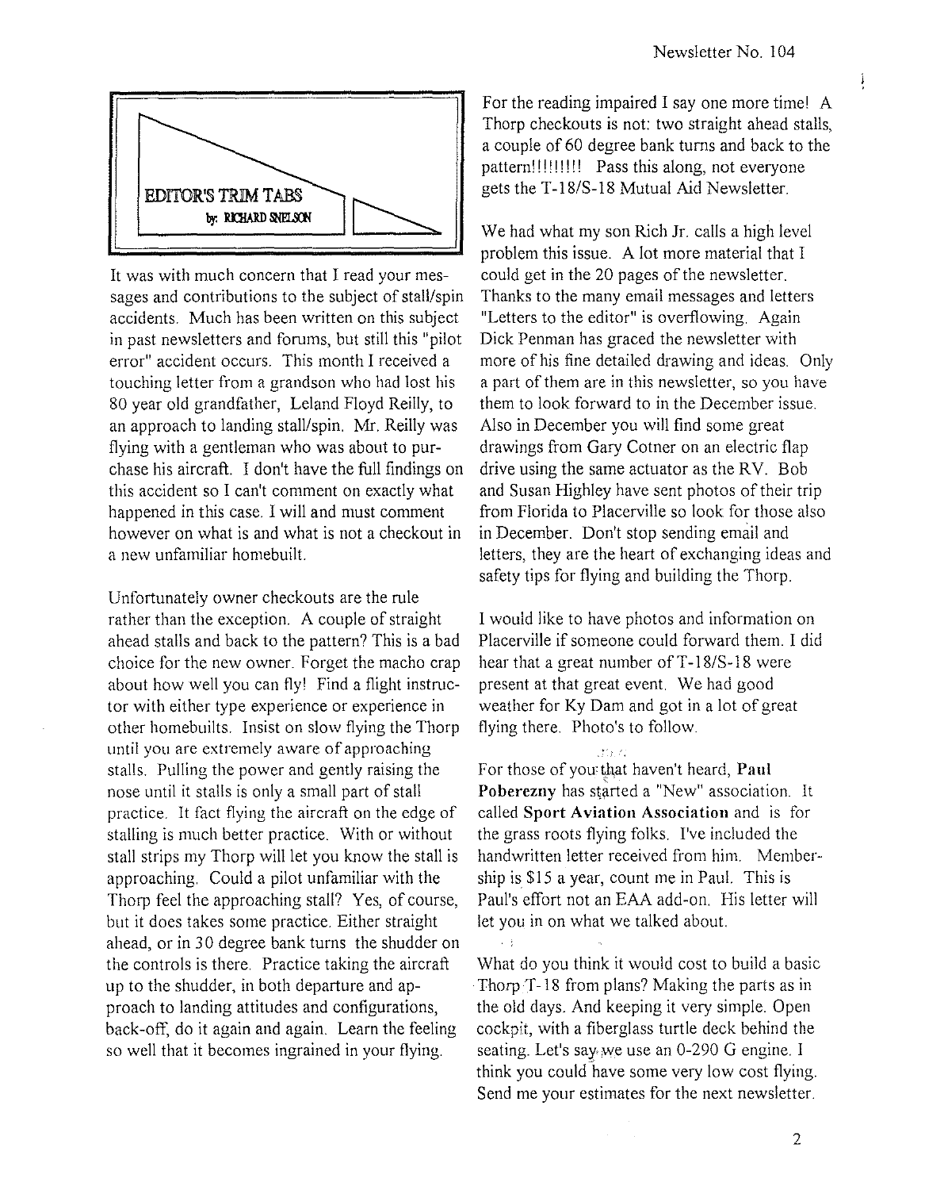## EDITOR'S TRIM TABS

**by: RICHARD SNELSON**

It was with much concern that I read your messages and contributions to the subject of stall/spin accidents. Much has been written on this subject in past newsletters and forums, but still this "pilot error" accident occurs. This month I received a touching letter from a grandson who had lost his 80 year old grandfather, Leland Floyd Reilly, to an approach to landing stall/spin. Mr. Reilly was flying with a gentleman who was about to purchase his aircraft. I don't have the full findings on this accident so I can't comment on exactly what happened in this case. I will and must comment however on what is and what is not a checkout in a new unfamiliar homebuilt.

Unfortunately owner checkouts are the rule rather than the exception. A couple of straight ahead stalls and back to the pattern? This is a bad choice for the new owner. Forget the macho crap about how well you can fly! Find a flight instructor with either type experience or experience in other homebuilts. Insist on slow flying the Thorp until you are extremely aware of approaching stalls. Pulling the power and gently raising the nose until it stalls is only a small part of stall practice. It fact flying the aircraft on the edge of stalling is much better practice. With or without stall strips my Thorp will let you know the stall is approaching. Could a pilot unfamiliar with the Thorp feel the approaching stall? Yes, of course, but it does takes some practice. Either straight ahead, or in 30 degree bank turns the shudder on the controls is there. Practice taking the aircraft up to the shudder, in both departure and approach to landing attitudes and configurations, back-off, do it again and again. Learn the feeling so well that it becomes ingrained in your flying.

For the reading impaired I say one more time! A Thorp checkouts is not: two straight ahead stalls, a couple of 60 degree bank turns and back to the pattern!!!!!!!!! Pass this along, not everyone gets the T-18/S-18 Mutual Aid Newsletter.

We had what my son Rich Jr. calls a high level problem this issue. A lot more material that I could get in the 20 pages of the newsletter. Thanks to the many email messages and letters "Letters to the editor" is overflowing. Again Dick Penman has graced the newsletter with more of his fine detailed drawing and ideas. Only a part of them are in this newsletter, so you have them to look forward to in the December issue. Also in December you will find some great drawings from Gary Cotner on an electric flap drive using the same actuator as the RV. Bob and Susan Highley have sent photos of their trip from Florida to Placerville so look for those also in December. Don't stop sending email and letters, they are the heart of exchanging ideas and safety tips for flying and building the Thorp.

I would like to have photos and information on Placerville if someone could forward them. I did hear that a great number of T-18/S-18 were present at that great event. We had good weather for Ky Dam and got in a lot of great flying there. Photo's to follow.

For those of you that haven't heard, **Paul Poberezny** has started a "New" association. It called **Sport Aviation Association** and is for the grass roots flying folks. I've included the handwritten letter received from him. Membership is $15 a year, count me in Paul. This is Paul's effort not an EAA add-on. His letter will let you in on what we talked about.

What do you think it would cost to build a basic Thorp T-18 from plans? Making the parts as in the old days. And keeping it very simple. Open cockpit, with a fiberglass turtle deck behind the seating. Let's say we use an 0-290 G engine. I think you could have some very low cost flying. Send me your estimates for the next newsletter.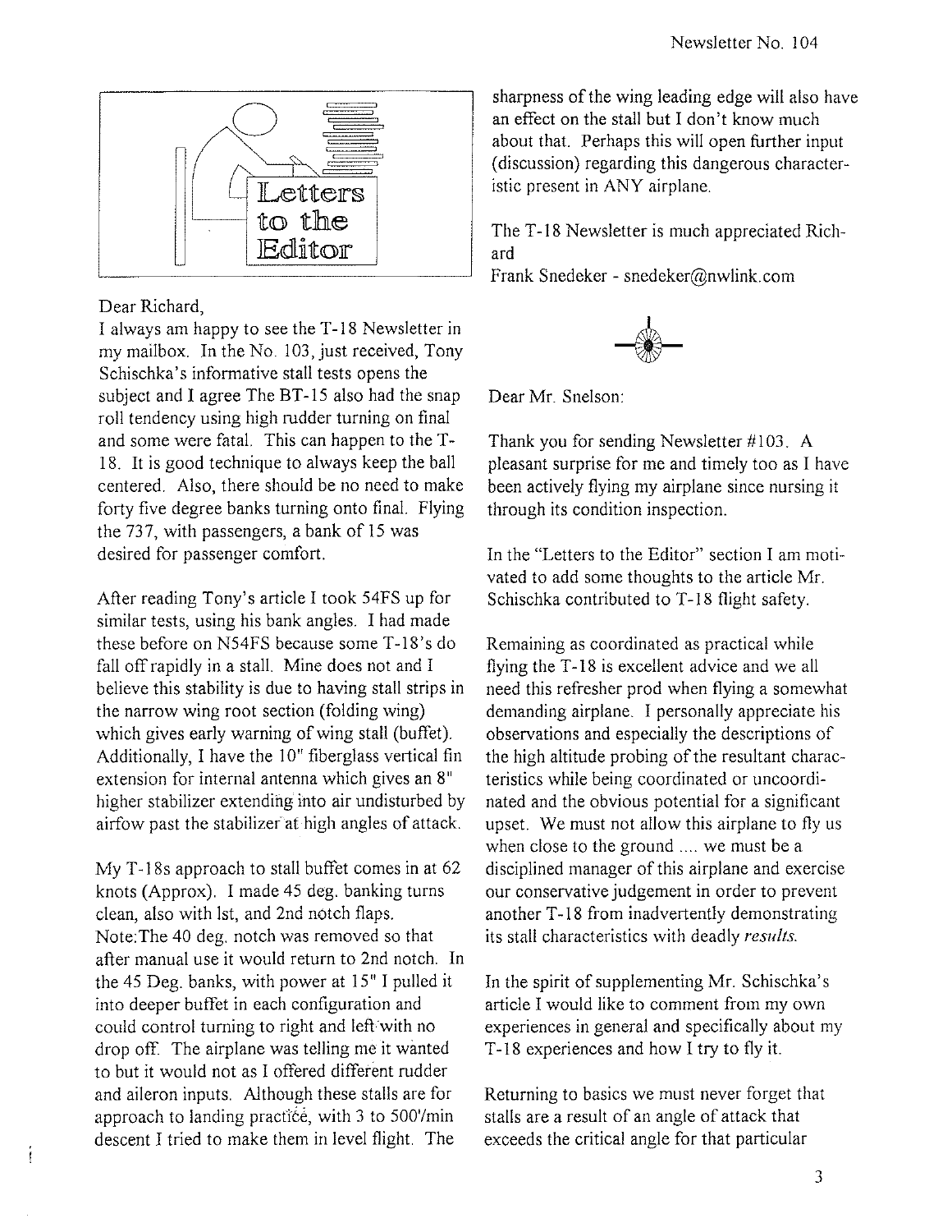# Letters to the Editor

Dear Richard,

I always am happy to see the T-18 Newsletter in my mailbox. In the No. 103, just received, Tony Schischka's informative stall tests opens the subject and I agree The BT-15 also had the snap roll tendency using high rudder turning on final and some were fatal. This can happen to the T-18. It is good technique to always keep the ball centered. Also, there should be no need to make forty five degree banks turning onto final. Flying the 737, with passengers, a bank of 15 was desired for passenger comfort.

After reading Tony's article I took 54FS up for similar tests, using his bank angles. I had made these before on N54FS because some T-18's do fall off rapidly in a stall. Mine does not and I believe this stability is due to having stall strips in the narrow wing root section (folding wing) which gives early warning of wing stall (buffet). Additionally, I have the 10" fiberglass vertical fin extension for internal antenna which gives an 8" higher stabilizer extending into air undisturbed by airfow past the stabilizer at high angles of attack.

My T-18s approach to stall buffet comes in at 62 knots (Approx). I made 45 deg. banking turns clean, also with lst, and 2nd notch flaps. Note:The 40 deg. notch was removed so that after manual use it would return to 2nd notch. In the 45 Deg. banks, with power at 15" I pulled it into deeper buffet in each configuration and could control turning to right and left with no drop off. The airplane was telling me it wanted to but it would not as I offered different rudder and aileron inputs. Although these stalls are for approach to landing practice, with 3 to 500'/min descent I tried to make them in level flight. The sharpness of the wing leading edge will also have an effect on the stall but I don't know much about that. Perhaps this will open further input (discussion) regarding this dangerous characteristic present in ANY airplane.

The T-18 Newsletter is much appreciated Richard

Frank Snedeker - snedeker@nwlink.com

Dear Mr. Snelson:

Thank you for sending Newsletter #103. A pleasant surprise for me and timely too as I have been actively flying my airplane since nursing it through its condition inspection.

In the "Letters to the Editor" section I am motivated to add some thoughts to the article Mr. Schischka contributed to T-18 flight safety.

Remaining as coordinated as practical while flying the T-18 is excellent advice and we all need this refresher prod when flying a somewhat demanding airplane. I personally appreciate his observations and especially the descriptions of the high altitude probing of the resultant characteristics while being coordinated or uncoordinated and the obvious potential for a significant upset. We must not allow this airplane to fly us when close to the ground .... we must be a disciplined manager of this airplane and exercise our conservative judgement in order to prevent another T-18 from inadvertently demonstrating its stall characteristics with deadly *results*.

In the spirit of supplementing Mr. Schischka's article I would like to comment from my own experiences in general and specifically about my T-18 experiences and how I try to fly it.

Returning to basics we must never forget that stalls are a result of an angle of attack that exceeds the critical angle for that particular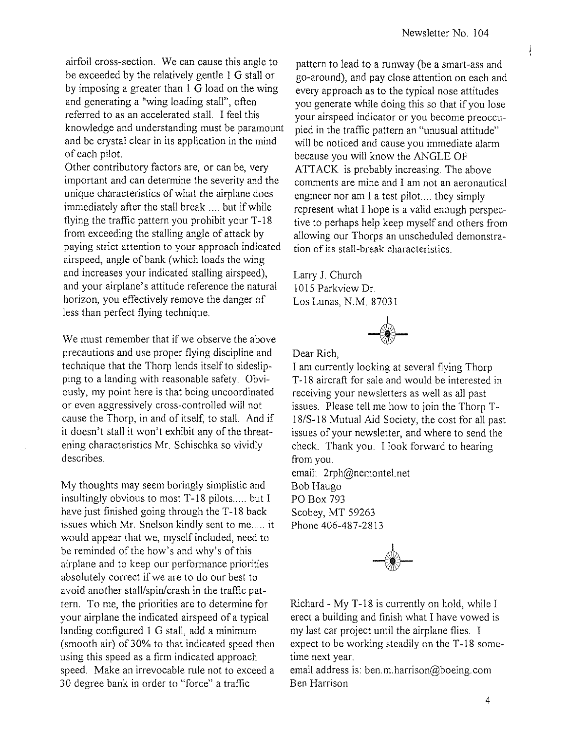airfoil cross-section. We can cause this angle to be exceeded by the relatively gentle 1 G stall or by imposing a greater than 1 G load on the wing and generating a "wing loading stall", often referred to as an accelerated stall. I feel this knowledge and understanding must be paramount and be crystal clear in its application in the mind of each pilot.

Other contributory factors are, or can be, very important and can determine the severity and the unique characteristics of what the airplane does immediately after the stall break .... but if while flying the traffic pattern you prohibit your T-18 from exceeding the stalling angle of attack by paying strict attention to your approach indicated airspeed, angle of bank (which loads the wing and increases your indicated stalling airspeed), and your airplane's attitude reference the natural horizon, you effectively remove the danger of less than perfect flying technique.

We must remember that if we observe the above precautions and use proper flying discipline and technique that the Thorp lends itself to sideslipping to a landing with reasonable safety. Obviously, my point here is that being uncoordinated or even aggressively cross-controlled will not cause the Thorp, in and of itself, to stall. And if it doesn't stall it won't exhibit any of the threatening characteristics Mr. Schischka so vividly describes.

My thoughts may seem boringly simplistic and insultingly obvious to most T-18 pilots..... but I have just finished going through the T-18 back issues which Mr. Snelson kindly sent to me..... it would appear that we, myself included, need to be reminded of the how's and why's of this airplane and to keep our performance priorities absolutely correct if we are to do our best to avoid another stall/spin/crash in the traffic pattern. To me, the priorities are to determine for your airplane the indicated airspeed of a typical landing configured 1 G stall, add a minimum (smooth air) of 30% to that indicated speed then using this speed as a firm indicated approach speed. Make an irrevocable rule not to exceed a 30 degree bank in order to "force" a traffic pattern to lead to a runway (be a smart-ass and go-around), and pay close attention on each and every approach as to the typical nose attitudes you generate while doing this so that if you lose your airspeed indicator or you become preoccupied in the traffic pattern an "unusual attitude" will be noticed and cause you immediate alarm because you will know the ANGLE OF ATTACK is probably increasing. The above comments are mine and I am not an aeronautical engineer nor am I a test pilot.... they simply represent what I hope is a valid enough perspective to perhaps help keep myself and others from allowing our Thorps an unscheduled demonstration of its stall-break characteristics.

Larry J. Church
1015 Parkview Dr.
Los Lunas, N.M. 87031

Dear Rich,

I am currently looking at several flying Thorp T-18 aircraft for sale and would be interested in receiving your newsletters as well as all past issues. Please tell me how to join the Thorp T-18/S-18 Mutual Aid Society, the cost for all past issues of your newsletter, and where to send the check. Thank you. I look forward to hearing from you.

email: 2rph@nemontel.net
Bob Haugo
PO Box 793
Scobey, MT 59263
Phone 406-487-2813

Richard - My T-18 is currently on hold, while I erect a building and finish what I have vowed is my last car project until the airplane flies. I expect to be working steadily on the T-18 sometime next year.

email address is: ben.m.harrison@boeing.com
Ben Harrison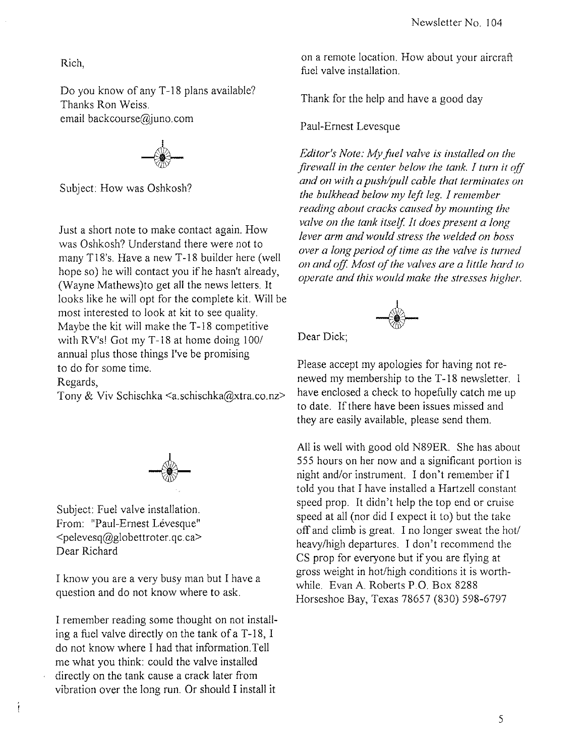Rich,

Do you know of any T-18 plans available?
Thanks Ron Weiss.
email backcourse@juno.com

Subject: How was Oshkosh?

Just a short note to make contact again. How was Oshkosh? Understand there were not to many T18's. Have a new T-18 builder here (well hope so) he will contact you if he hasn't already, (Wayne Mathews)to get all the news letters. It looks like he will opt for the complete kit. Will be most interested to look at kit to see quality. Maybe the kit will make the T-18 competitive with RV's! Got my T-18 at home doing 100/ annual plus those things I've be promising to do for some time.
Regards,
Tony & Viv Schischka <a.schischka@xtra.co.nz>

Subject: Fuel valve installation.
From: "Paul-Ernest Lévesque" <pelevesq@globettroter.qc.ca>
Dear Richard

I know you are a very busy man but I have a question and do not know where to ask.

I remember reading some thought on not installing a fuel valve directly on the tank of a T-18, I do not know where I had that information.Tell me what you think: could the valve installed directly on the tank cause a crack later from vibration over the long run. Or should I install it on a remote location. How about your aircraft fuel valve installation.

Thank for the help and have a good day

Paul-Ernest Levesque

*Editor's Note: My fuel valve is installed on the firewall in the center below the tank. I turn it off and on with a push/pull cable that terminates on the bulkhead below my left leg. I remember reading about cracks caused by mounting the valve on the tank itself. It does present a long lever arm and would stress the welded on boss over a long period of time as the valve is turned on and off. Most of the valves are a little hard to operate and this would make the stresses higher.*

Dear Dick;

Please accept my apologies for having not renewed my membership to the T-18 newsletter. I have enclosed a check to hopefully catch me up to date. If there have been issues missed and they are easily available, please send them.

All is well with good old N89ER. She has about 555 hours on her now and a significant portion is night and/or instrument. I don't remember if I told you that I have installed a Hartzell constant speed prop. It didn't help the top end or cruise speed at all (nor did I expect it to) but the take off and climb is great. I no longer sweat the hot/ heavy/high departures. I don't recommend the CS prop for everyone but if you are flying at gross weight in hot/high conditions it is worthwhile. Evan A. Roberts P.O. Box 8288 Horseshoe Bay, Texas 78657 (830) 598-6797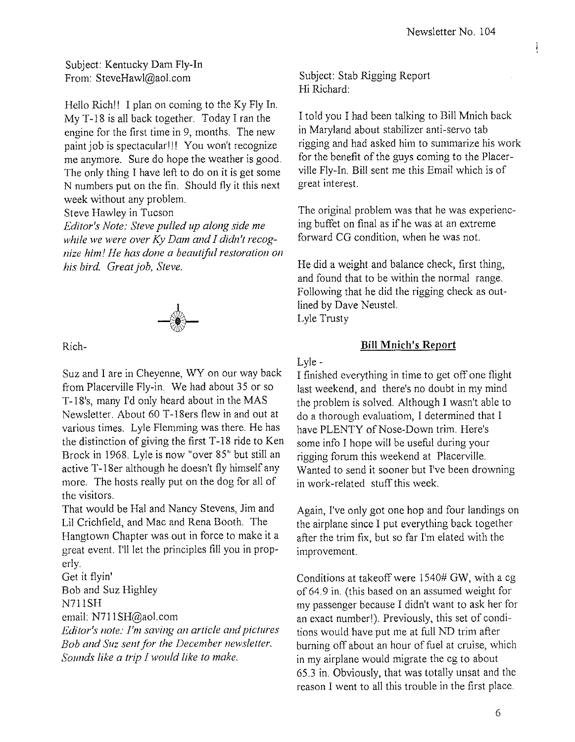Subject: Kentucky Dam Fly-In
From: SteveHawl@aol.com

Hello Rich!! I plan on coming to the Ky Fly In. My T-18 is all back together. Today I ran the engine for the first time in 9, months. The new paint job is spectacular!!! You won't recognize me anymore. Sure do hope the weather is good. The only thing I have left to do on it is get some N numbers put on the fin. Should fly it this next week without any problem.
Steve Hawley in Tucson

*Editor's Note: Steve pulled up along side me while we were over Ky Dam and I didn't recognize him! He has done a beautiful restoration on his bird. Great job, Steve.*

Rich-

Suz and I are in Cheyenne, WY on our way back from Placerville Fly-in. We had about 35 or so T-18's, many I'd only heard about in the MAS Newsletter. About 60 T-18ers flew in and out at various times. Lyle Flemming was there. He has the distinction of giving the first T-18 ride to Ken Brock in 1968. Lyle is now "over 85" but still an active T-18er although he doesn't fly himself any more. The hosts really put on the dog for all of the visitors.
That would be Hal and Nancy Stevens, Jim and Lil Crichfield, and Mac and Rena Booth. The Hangtown Chapter was out in force to make it a great event. I'll let the principles fill you in properly.
Get it flyin'
Bob and Suz Highley
N711SH
email: N711SH@aol.com

*Editor's note: I'm saving an article and pictures Bob and Suz sent for the December newsletter. Sounds like a trip I would like to make.*

Subject: Stab Rigging Report
Hi Richard:

I told you I had been talking to Bill Mnich back in Maryland about stabilizer anti-servo tab rigging and had asked him to summarize his work for the benefit of the guys coming to the Placerville Fly-In. Bill sent me this Email which is of great interest.

The original problem was that he was experiencing buffet on final as if he was at an extreme forward CG condition, when he was not.

He did a weight and balance check, first thing, and found that to be within the normal range. Following that he did the rigging check as outlined by Dave Neustel.
Lyle Trusty

## Bill Mnich's Report

Lyle -
I finished everything in time to get off one flight last weekend, and there's no doubt in my mind the problem is solved. Although I wasn't able to do a thorough evaluatiom, I determined that I have PLENTY of Nose-Down trim. Here's some info I hope will be useful during your rigging forum this weekend at Placerville. Wanted to send it sooner but I've been drowning in work-related stuff this week.

Again, I've only got one hop and four landings on the airplane since I put everything back together after the trim fix, but so far I'm elated with the improvement.

Conditions at takeoff were 1540# GW, with a cg of 64.9 in. (this based on an assumed weight for my passenger because I didn't want to ask her for an exact number!). Previously, this set of conditions would have put me at full ND trim after burning off about an hour of fuel at cruise, which in my airplane would migrate the cg to about 65.3 in. Obviously, that was totally unsat and the reason I went to all this trouble in the first place.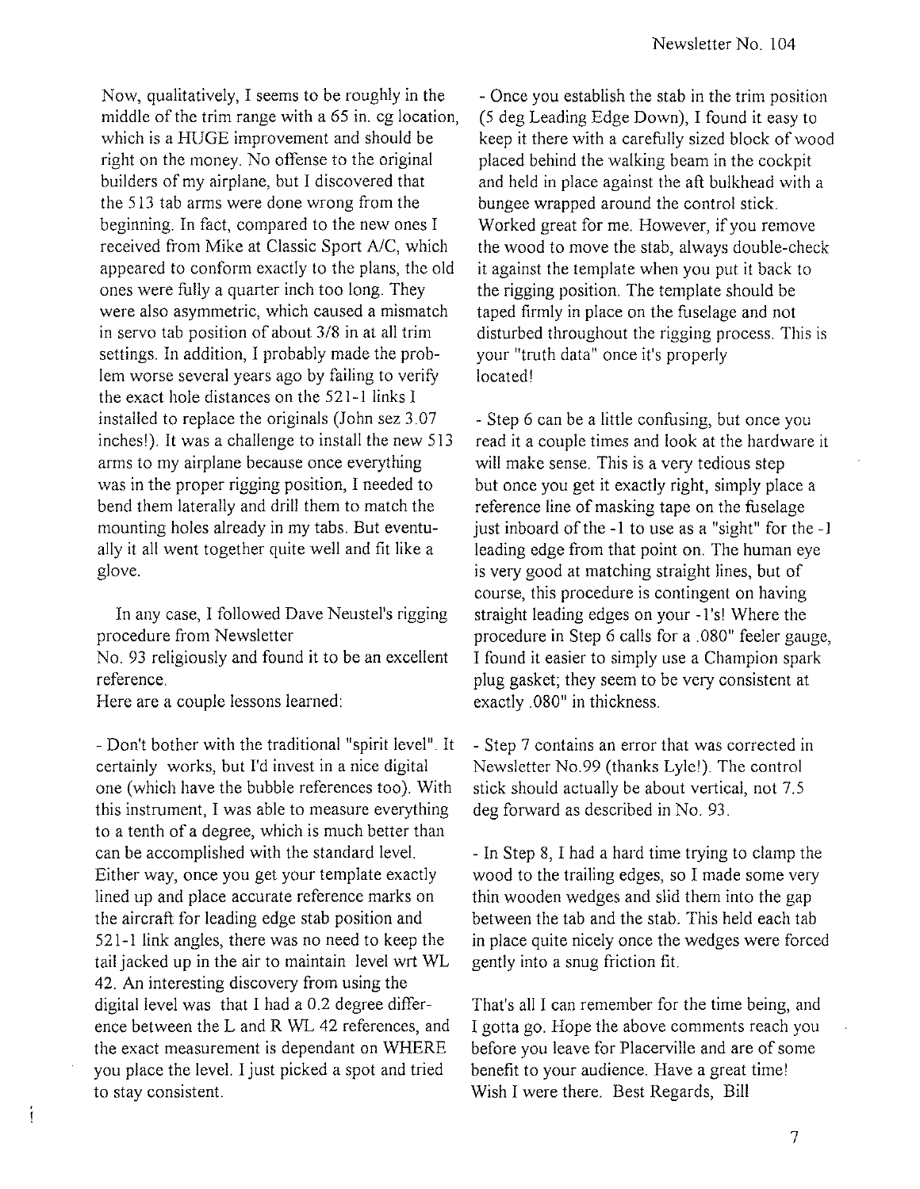Now, qualitatively, I seems to be roughly in the middle of the trim range with a 65 in. cg location, which is a HUGE improvement and should be right on the money. No offense to the original builders of my airplane, but I discovered that the 513 tab arms were done wrong from the beginning. In fact, compared to the new ones I received from Mike at Classic Sport A/C, which appeared to conform exactly to the plans, the old ones were fully a quarter inch too long. They were also asymmetric, which caused a mismatch in servo tab position of about 3/8 in at all trim settings. In addition, I probably made the problem worse several years ago by failing to verify the exact hole distances on the 521-1 links I installed to replace the originals (John sez 3.07 inches!). It was a challenge to install the new 513 arms to my airplane because once everything was in the proper rigging position, I needed to bend them laterally and drill them to match the mounting holes already in my tabs. But eventually it all went together quite well and fit like a glove.

In any case, I followed Dave Neustel's rigging procedure from Newsletter No. 93 religiously and found it to be an excellent reference.

Here are a couple lessons learned:

- Don't bother with the traditional "spirit level". It certainly works, but I'd invest in a nice digital one (which have the bubble references too). With this instrument, I was able to measure everything to a tenth of a degree, which is much better than can be accomplished with the standard level. Either way, once you get your template exactly lined up and place accurate reference marks on the aircraft for leading edge stab position and 521-1 link angles, there was no need to keep the tail jacked up in the air to maintain level wrt WL 42. An interesting discovery from using the digital level was that I had a 0.2 degree difference between the L and R WL 42 references, and the exact measurement is dependant on WHERE you place the level. I just picked a spot and tried to stay consistent.

- Once you establish the stab in the trim position (5 deg Leading Edge Down), I found it easy to keep it there with a carefully sized block of wood placed behind the walking beam in the cockpit and held in place against the aft bulkhead with a bungee wrapped around the control stick. Worked great for me. However, if you remove the wood to move the stab, always double-check it against the template when you put it back to the rigging position. The template should be taped firmly in place on the fuselage and not disturbed throughout the rigging process. This is your "truth data" once it's properly located!

- Step 6 can be a little confusing, but once you read it a couple times and look at the hardware it will make sense. This is a very tedious step but once you get it exactly right, simply place a reference line of masking tape on the fuselage just inboard of the -1 to use as a "sight" for the -1 leading edge from that point on. The human eye is very good at matching straight lines, but of course, this procedure is contingent on having straight leading edges on your -1's! Where the procedure in Step 6 calls for a .080" feeler gauge, I found it easier to simply use a Champion spark plug gasket; they seem to be very consistent at exactly .080" in thickness.

- Step 7 contains an error that was corrected in Newsletter No.99 (thanks Lyle!). The control stick should actually be about vertical, not 7.5 deg forward as described in No. 93.

- In Step 8, I had a hard time trying to clamp the wood to the trailing edges, so I made some very thin wooden wedges and slid them into the gap between the tab and the stab. This held each tab in place quite nicely once the wedges were forced gently into a snug friction fit.

That's all I can remember for the time being, and I gotta go. Hope the above comments reach you before you leave for Placerville and are of some benefit to your audience. Have a great time! Wish I were there. Best Regards, Bill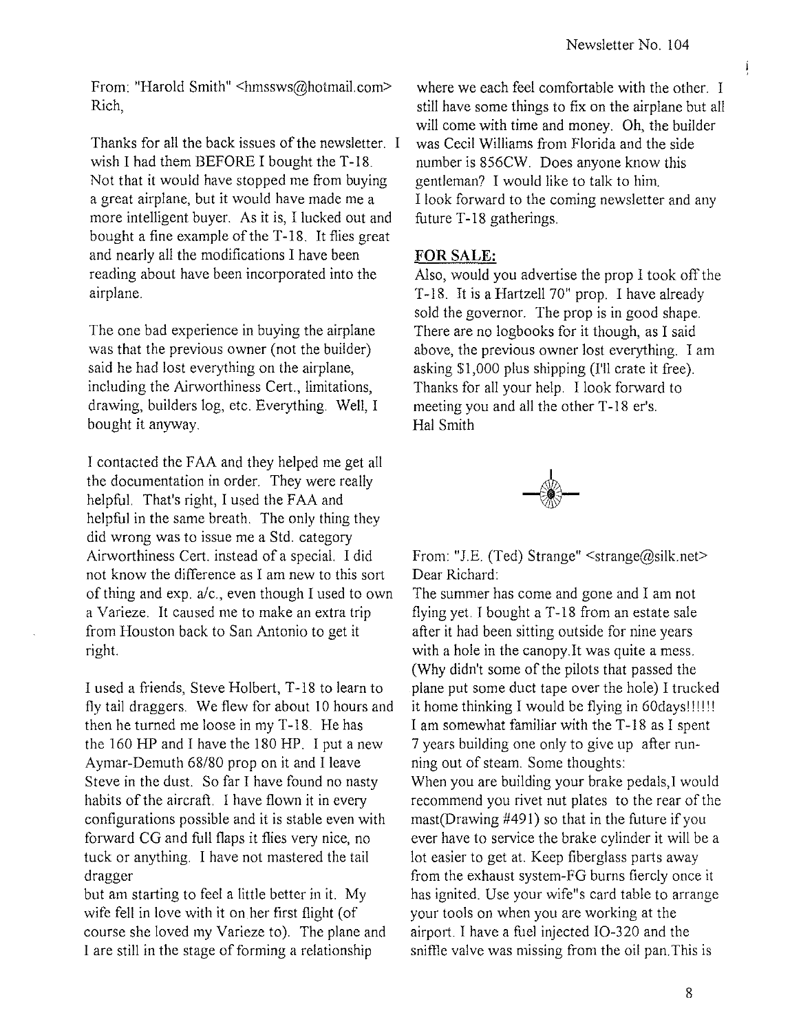From: "Harold Smith" <hmssws@hotmail.com>
Rich,

Thanks for all the back issues of the newsletter. I wish I had them BEFORE I bought the T-18. Not that it would have stopped me from buying a great airplane, but it would have made me a more intelligent buyer. As it is, I lucked out and bought a fine example of the T-18. It flies great and nearly all the modifications I have been reading about have been incorporated into the airplane.

The one bad experience in buying the airplane was that the previous owner (not the builder) said he had lost everything on the airplane, including the Airworthiness Cert., limitations, drawing, builders log, etc. Everything. Well, I bought it anyway.

I contacted the FAA and they helped me get all the documentation in order. They were really helpful. That's right, I used the FAA and helpful in the same breath. The only thing they did wrong was to issue me a Std. category Airworthiness Cert. instead of a special. I did not know the difference as I am new to this sort of thing and exp. a/c., even though I used to own a Varieze. It caused me to make an extra trip from Houston back to San Antonio to get it right.

I used a friends, Steve Holbert, T-18 to learn to fly tail draggers. We flew for about 10 hours and then he turned me loose in my T-18. He has the 160 HP and I have the 180 HP. I put a new Aymar-Demuth 68/80 prop on it and I leave Steve in the dust. So far I have found no nasty habits of the aircraft. I have flown it in every configurations possible and it is stable even with forward CG and full flaps it flies very nice, no tuck or anything. I have not mastered the tail dragger
but am starting to feel a little better in it. My wife fell in love with it on her first flight (of course she loved my Varieze to). The plane and I are still in the stage of forming a relationship where we each feel comfortable with the other. I still have some things to fix on the airplane but all will come with time and money. Oh, the builder was Cecil Williams from Florida and the side number is 856CW. Does anyone know this gentleman? I would like to talk to him.
I look forward to the coming newsletter and any future T-18 gatherings.

**FOR SALE:**

Also, would you advertise the prop I took off the T-18. It is a Hartzell 70" prop. I have already sold the governor. The prop is in good shape. There are no logbooks for it though, as I said above, the previous owner lost everything. I am asking $1,000 plus shipping (I'll crate it free). Thanks for all your help. I look forward to meeting you and all the other T-18 er's.
Hal Smith

From: "J.E. (Ted) Strange" <strange@silk.net>
Dear Richard:
The summer has come and gone and I am not flying yet. I bought a T-18 from an estate sale after it had been sitting outside for nine years with a hole in the canopy.It was quite a mess. (Why didn't some of the pilots that passed the plane put some duct tape over the hole) I trucked it home thinking I would be flying in 60days!!!!!!
I am somewhat familiar with the T-18 as I spent 7 years building one only to give up after running out of steam. Some thoughts:
When you are building your brake pedals,I would recommend you rivet nut plates to the rear of the mast(Drawing #491) so that in the future if you ever have to service the brake cylinder it will be a lot easier to get at. Keep fiberglass parts away from the exhaust system-FG burns fiercly once it has ignited. Use your wife"s card table to arrange your tools on when you are working at the airport. I have a fuel injected IO-320 and the sniffle valve was missing from the oil pan.This is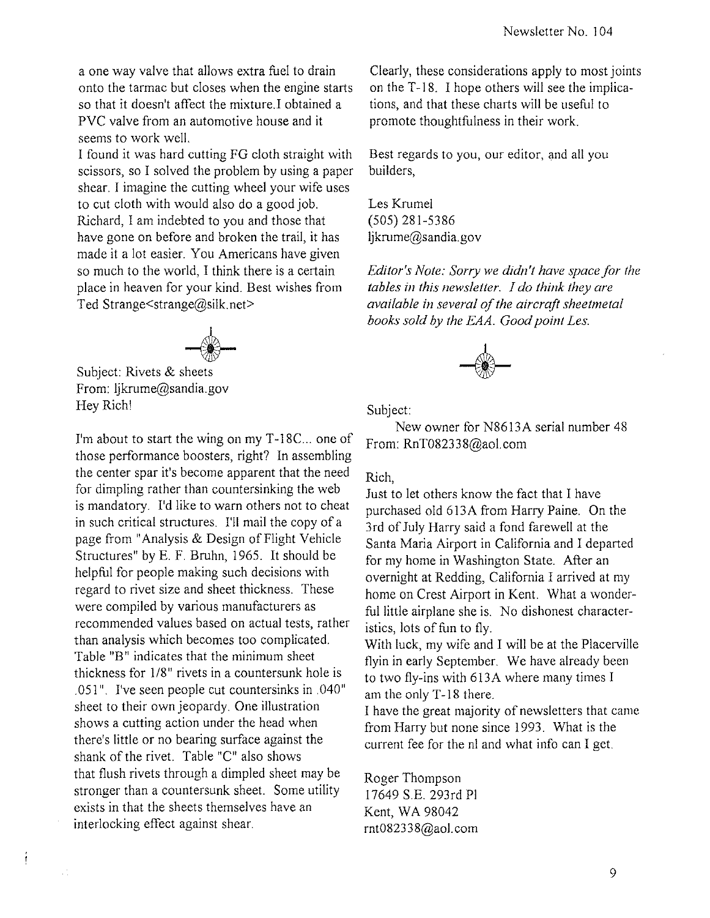a one way valve that allows extra fuel to drain onto the tarmac but closes when the engine starts so that it doesn't affect the mixture.I obtained a PVC valve from an automotive house and it seems to work well.

I found it was hard cutting FG cloth straight with scissors, so I solved the problem by using a paper shear. I imagine the cutting wheel your wife uses to cut cloth with would also do a good job. Richard, I am indebted to you and those that have gone on before and broken the trail, it has made it a lot easier. You Americans have given so much to the world, I think there is a certain place in heaven for your kind. Best wishes from Ted Strange<strange@silk.net>

Subject: Rivets & sheets
From: ljkrume@sandia.gov
Hey Rich!

I'm about to start the wing on my T-18C... one of those performance boosters, right? In assembling the center spar it's become apparent that the need for dimpling rather than countersinking the web is mandatory. I'd like to warn others not to cheat in such critical structures. I'll mail the copy of a page from "Analysis & Design of Flight Vehicle Structures" by E. F. Bruhn, 1965. It should be helpful for people making such decisions with regard to rivet size and sheet thickness. These were compiled by various manufacturers as recommended values based on actual tests, rather than analysis which becomes too complicated. Table "B" indicates that the minimum sheet thickness for 1/8" rivets in a countersunk hole is .051". I've seen people cut countersinks in .040" sheet to their own jeopardy. One illustration shows a cutting action under the head when there's little or no bearing surface against the shank of the rivet. Table "C" also shows that flush rivets through a dimpled sheet may be stronger than a countersunk sheet. Some utility exists in that the sheets themselves have an interlocking effect against shear.

Clearly, these considerations apply to most joints on the T-18. I hope others will see the implications, and that these charts will be useful to promote thoughtfulness in their work.

Best regards to you, our editor, and all you builders,

Les Krumel
(505) 281-5386
ljkrume@sandia.gov

*Editor's Note: Sorry we didn't have space for the tables in this newsletter. I do think they are available in several of the aircraft sheetmetal books sold by the EAA. Good point Les.*

Subject:
New owner for N8613A serial number 48
From: RnT082338@aol.com

Rich,

Just to let others know the fact that I have purchased old 613A from Harry Paine. On the 3rd of July Harry said a fond farewell at the Santa Maria Airport in California and I departed for my home in Washington State. After an overnight at Redding, California I arrived at my home on Crest Airport in Kent. What a wonderful little airplane she is. No dishonest characteristics, lots of fun to fly.

With luck, my wife and I will be at the Placerville flyin in early September. We have already been to two fly-ins with 613A where many times I am the only T-18 there.

I have the great majority of newsletters that came from Harry but none since 1993. What is the current fee for the nl and what info can I get.

Roger Thompson
17649 S.E. 293rd Pl
Kent, WA 98042
rnt082338@aol.com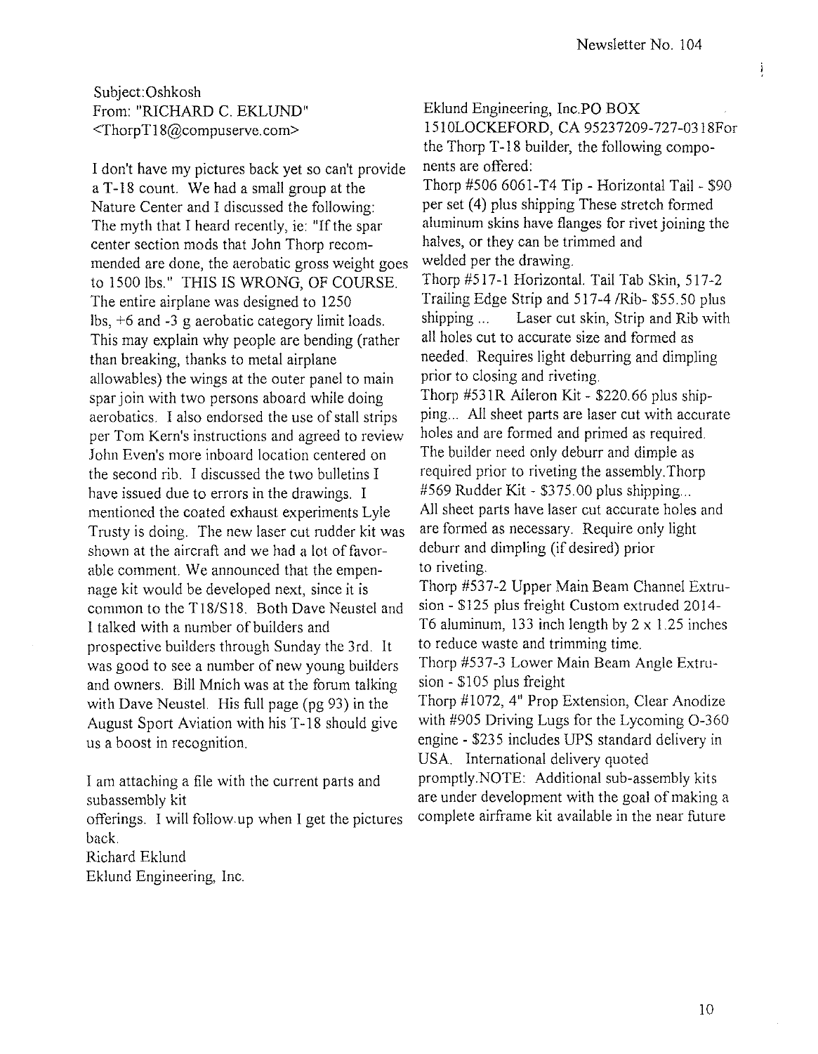Subject:Oshkosh
From: "RICHARD C. EKLUND" <ThorpT18@compuserve.com>

I don't have my pictures back yet so can't provide a T-18 count. We had a small group at the Nature Center and I discussed the following: The myth that I heard recently, ie: "If the spar center section mods that John Thorp recommended are done, the aerobatic gross weight goes to 1500 lbs." THIS IS WRONG, OF COURSE. The entire airplane was designed to 1250 lbs, +6 and -3 g aerobatic category limit loads. This may explain why people are bending (rather than breaking, thanks to metal airplane allowables) the wings at the outer panel to main spar join with two persons aboard while doing aerobatics. I also endorsed the use of stall strips per Tom Kern's instructions and agreed to review John Even's more inboard location centered on the second rib. I discussed the two bulletins I have issued due to errors in the drawings. I mentioned the coated exhaust experiments Lyle Trusty is doing. The new laser cut rudder kit was shown at the aircraft and we had a lot of favorable comment. We announced that the empennage kit would be developed next, since it is common to the T18/S18. Both Dave Neustel and I talked with a number of builders and prospective builders through Sunday the 3rd. It was good to see a number of new young builders and owners. Bill Mnich was at the forum talking with Dave Neustel. His full page (pg 93) in the August Sport Aviation with his T-18 should give us a boost in recognition.

I am attaching a file with the current parts and subassembly kit offerings. I will follow up when I get the pictures back.

Richard Eklund
Eklund Engineering, Inc.

Eklund Engineering, Inc.PO BOX 1510LOCKEFORD, CA 95237209-727-0318For the Thorp T-18 builder, the following components are offered:

Thorp #506 6061-T4 Tip - Horizontal Tail - $90 per set (4) plus shipping These stretch formed aluminum skins have flanges for rivet joining the halves, or they can be trimmed and welded per the drawing.

Thorp #517-1 Horizontal. Tail Tab Skin, 517-2 Trailing Edge Strip and 517-4 /Rib- $55.50 plus shipping ... Laser cut skin, Strip and Rib with all holes cut to accurate size and formed as needed. Requires light deburring and dimpling prior to closing and riveting.

Thorp #531R Aileron Kit - $220.66 plus shipping... All sheet parts are laser cut with accurate holes and are formed and primed as required. The builder need only deburr and dimple as required prior to riveting the assembly.Thorp #569 Rudder Kit - $375.00 plus shipping... All sheet parts have laser cut accurate holes and are formed as necessary. Require only light deburr and dimpling (if desired) prior to riveting.

Thorp #537-2 Upper Main Beam Channel Extrusion - $125 plus freight Custom extruded 2014-T6 aluminum, 133 inch length by 2 x 1.25 inches to reduce waste and trimming time.

Thorp #537-3 Lower Main Beam Angle Extrusion - $105 plus freight

Thorp #1072, 4" Prop Extension, Clear Anodize with #905 Driving Lugs for the Lycoming O-360 engine - $235 includes UPS standard delivery in USA. International delivery quoted promptly.NOTE: Additional sub-assembly kits are under development with the goal of making a complete airframe kit available in the near future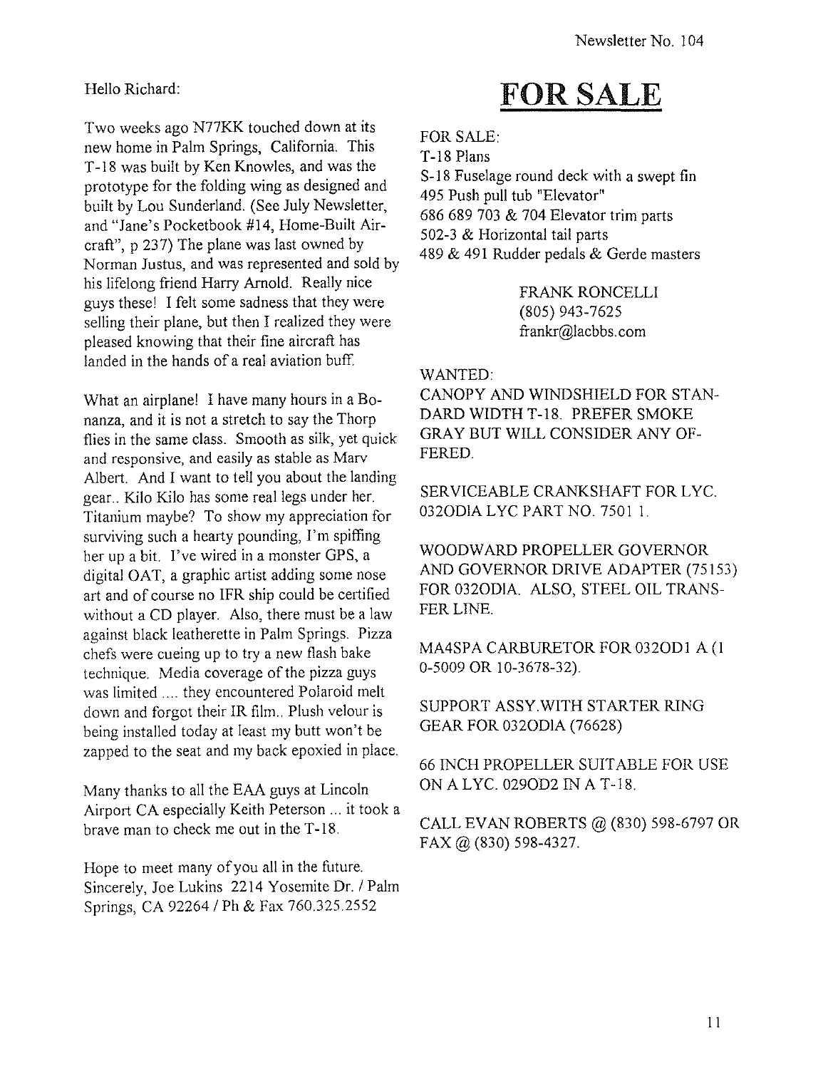Hello Richard:

Two weeks ago N77KK touched down at its new home in Palm Springs, California. This T-18 was built by Ken Knowles, and was the prototype for the folding wing as designed and built by Lou Sunderland. (See July Newsletter, and "Jane's Pocketbook #14, Home-Built Aircraft", p 237) The plane was last owned by Norman Justus, and was represented and sold by his lifelong friend Harry Arnold. Really nice guys these! I felt some sadness that they were selling their plane, but then I realized they were pleased knowing that their fine aircraft has landed in the hands of a real aviation buff.

What an airplane! I have many hours in a Bonanza, and it is not a stretch to say the Thorp flies in the same class. Smooth as silk, yet quick and responsive, and easily as stable as Marv Albert. And I want to tell you about the landing gear.. Kilo Kilo has some real legs under her. Titanium maybe? To show my appreciation for surviving such a hearty pounding, I'm spiffing her up a bit. I've wired in a monster GPS, a digital OAT, a graphic artist adding some nose art and of course no IFR ship could be certified without a CD player. Also, there must be a law against black leatherette in Palm Springs. Pizza chefs were cueing up to try a new flash bake technique. Media coverage of the pizza guys was limited .... they encountered Polaroid melt down and forgot their IR film.. Plush velour is being installed today at least my butt won't be zapped to the seat and my back epoxied in place.

Many thanks to all the EAA guys at Lincoln Airport CA especially Keith Peterson ... it took a brave man to check me out in the T-18.

Hope to meet many of you all in the future. Sincerely, Joe Lukins 2214 Yosemite Dr. / Palm Springs, CA 92264 / Ph & Fax 760.325.2552

# FOR SALE

FOR SALE:
T-18 Plans
S-18 Fuselage round deck with a swept fin
495 Push pull tub "Elevator"
686 689 703 & 704 Elevator trim parts
502-3 & Horizontal tail parts
489 & 491 Rudder pedals & Gerde masters

FRANK RONCELLI
(805) 943-7625
frankr@lacbbs.com

WANTED:
CANOPY AND WINDSHIELD FOR STANDARD WIDTH T-18. PREFER SMOKE GRAY BUT WILL CONSIDER ANY OFFERED.

SERVICEABLE CRANKSHAFT FOR LYC. 032ODIA LYC PART NO. 7501 1.

WOODWARD PROPELLER GOVERNOR AND GOVERNOR DRIVE ADAPTER (75153) FOR 032ODIA. ALSO, STEEL OIL TRANSFER LINE.

MA4SPA CARBURETOR FOR 032OD1 A (1 0-5009 OR 10-3678-32).

SUPPORT ASSY.WITH STARTER RING GEAR FOR 032ODIA (76628)

66 INCH PROPELLER SUITABLE FOR USE ON A LYC. 029OD2 IN A T-18.

CALL EVAN ROBERTS @ (830) 598-6797 OR FAX @ (830) 598-4327.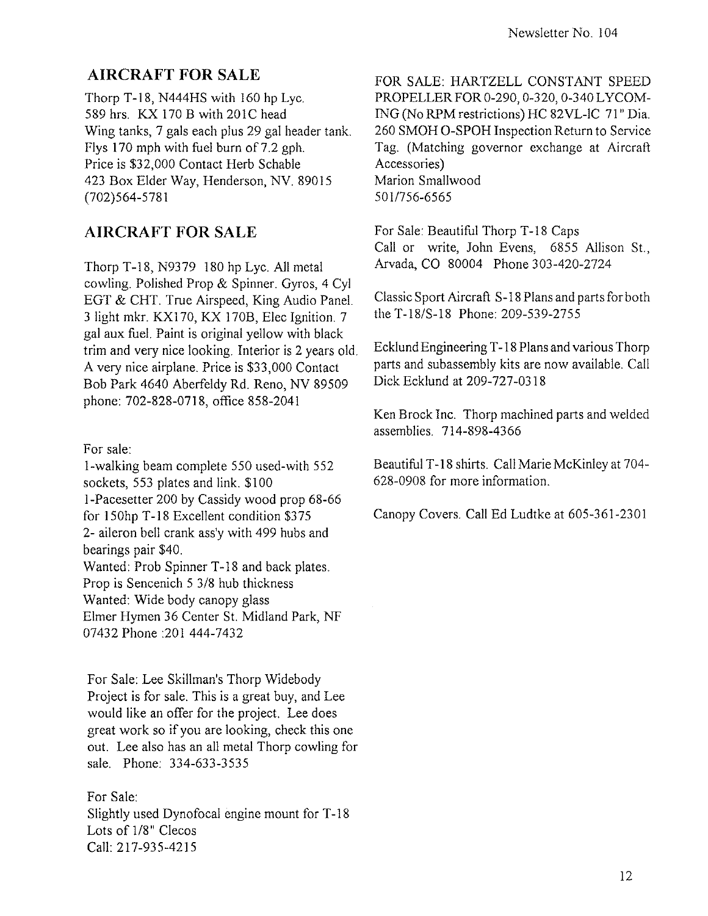## AIRCRAFT FOR SALE

Thorp T-18, N444HS with 160 hp Lyc.
589 hrs. KX 170 B with 201C head
Wing tanks, 7 gals each plus 29 gal header tank.
Flys 170 mph with fuel burn of 7.2 gph.
Price is $32,000 Contact Herb Schable
423 Box Elder Way, Henderson, NV. 89015
(702)564-5781

## AIRCRAFT FOR SALE

Thorp T-18, N9379 180 hp Lyc. All metal cowling. Polished Prop & Spinner. Gyros, 4 Cyl EGT & CHT. True Airspeed, King Audio Panel. 3 light mkr. KX170, KX 170B, Elec Ignition. 7 gal aux fuel. Paint is original yellow with black trim and very nice looking. Interior is 2 years old. A very nice airplane. Price is $33,000 Contact Bob Park 4640 Aberfeldy Rd. Reno, NV 89509 phone: 702-828-0718, office 858-2041

For sale:
1-walking beam complete 550 used-with 552 sockets, 553 plates and link. $100
1-Pacesetter 200 by Cassidy wood prop 68-66 for 150hp T-18 Excellent condition $375
2- aileron bell crank ass'y with 499 hubs and bearings pair $40.
Wanted: Prob Spinner T-18 and back plates. Prop is Sencenich 5 3/8 hub thickness
Wanted: Wide body canopy glass
Elmer Hymen 36 Center St. Midland Park, NF 07432 Phone :201 444-7432

For Sale: Lee Skillman's Thorp Widebody Project is for sale. This is a great buy, and Lee would like an offer for the project. Lee does great work so if you are looking, check this one out. Lee also has an all metal Thorp cowling for sale. Phone: 334-633-3535

For Sale:
Slightly used Dynofocal engine mount for T-18
Lots of 1/8" Clecos
Call: 217-935-4215

FOR SALE: HARTZELL CONSTANT SPEED PROPELLER FOR 0-290, 0-320, 0-340 LYCOMING (No RPM restrictions) HC 82VL-lC 71" Dia. 260 SMOH O-SPOH Inspection Return to Service Tag. (Matching governor exchange at Aircraft Accessories)
Marion Smallwood
501/756-6565

For Sale: Beautiful Thorp T-18 Caps
Call or write, John Evens, 6855 Allison St., Arvada, CO 80004 Phone 303-420-2724

Classic Sport Aircraft S-18 Plans and parts for both the T-18/S-18 Phone: 209-539-2755

Ecklund Engineering T-18 Plans and various Thorp parts and subassembly kits are now available. Call Dick Ecklund at 209-727-0318

Ken Brock Inc. Thorp machined parts and welded assemblies. 714-898-4366

Beautiful T-18 shirts. Call Marie McKinley at 704-628-0908 for more information.

Canopy Covers. Call Ed Ludtke at 605-361-2301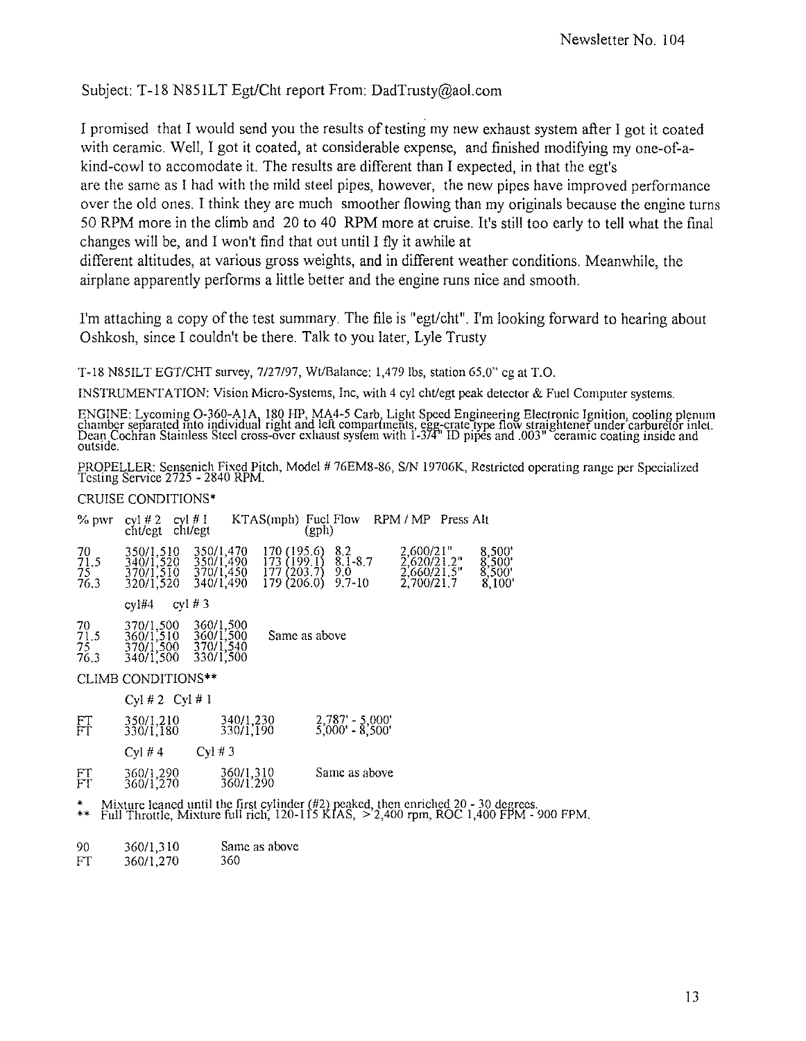Subject: T-18 N851LT Egt/Cht report From: DadTrusty@aol.com

I promised that I would send you the results of testing my new exhaust system after I got it coated with ceramic. Well, I got it coated, at considerable expense, and finished modifying my one-of-a-kind-cowl to accomodate it. The results are different than I expected, in that the egt's are the same as I had with the mild steel pipes, however, the new pipes have improved performance over the old ones. I think they are much smoother flowing than my originals because the engine turns 50 RPM more in the climb and 20 to 40 RPM more at cruise. It's still too early to tell what the final changes will be, and I won't find that out until I fly it awhile at different altitudes, at various gross weights, and in different weather conditions. Meanwhile, the airplane apparently performs a little better and the engine runs nice and smooth.

I'm attaching a copy of the test summary. The file is "egt/cht". I'm looking forward to hearing about Oshkosh, since I couldn't be there. Talk to you later, Lyle Trusty

T-18 N85ILT EGT/CHT survey, 7/27/97, Wt/Balance: 1,479 lbs, station 65.0" cg at T.O.

INSTRUMENTATION: Vision Micro-Systems, Inc, with 4 cyl cht/egt peak detector & Fuel Computer systems.

ENGINE: Lycoming O-360-A1A, 180 HP, MA4-5 Carb, Light Speed Engineering Electronic Ignition, cooling plenum chamber separated into individual right and left compartments, egg-crate type flow straightener under carburetor inlet. Dean Cochran Stainless Steel cross-over exhaust system with 1-3/4" ID pipes and .003" ceramic coating inside and outside.

PROPELLER: Sensenich Fixed Pitch, Model # 76EM8-86, S/N 19706K, Restricted operating range per Specialized Testing Service 2725 - 2840 RPM.

CRUISE CONDITIONS*

| % pwr | cyl # 2 cht/egt | cyl # 1 cht/egt | KTAS(mph) | Fuel Flow (gph) | RPM / MP | Press Alt |
|---|---|---|---|---|---|---|
| 70 | 350/1,510 | 350/1,470 | 170 (195.6) | 8.2 | 2,600/21" | 8,500' |
| 71.5 | 340/1,520 | 350/1,490 | 173 (199.1) | 8.1-8.7 | 2,620/21.2" | 8,500' |
| 75 | 370/1,510 | 370/1,450 | 177 (203.7) | 9.0 | 2,660/21.5" | 8,500' |
| 76.3 | 320/1,520 | 340/1,490 | 179 (206.0) | 9.7-10 | 2,700/21.7 | 8,100' |

| % pwr | cyl#4 | cyl # 3 | |
|---|---|---|---|
| 70 | 370/1,500 | 360/1,500 | Same as above |
| 71.5 | 360/1,510 | 360/1,500 | |
| 75 | 370/1,500 | 370/1,540 | |
| 76.3 | 340/1,500 | 330/1,500 | |

CLIMB CONDITIONS**

| | Cyl # 2 | Cyl # 1 | |
|---|---|---|---|
| FT | 350/1,210 | 340/1,230 | 2,787' - 5,000' |
| FT | 330/1,180 | 330/1,190 | 5,000' - 8,500' |

| | Cyl # 4 | Cyl # 3 | |
|---|---|---|---|
| FT | 360/1,290 | 360/1,310 | Same as above |
| FT | 360/1,270 | 360/1,290 | |

\* Mixture leaned until the first cylinder (#2) peaked, then enriched 20 - 30 degrees.
** Full Throttle, Mixture full rich, 120-115 KIAS, >2,400 rpm, ROC 1,400 FPM - 900 FPM.

| | | |
|---|---|---|
| 90 | 360/1,310 | Same as above |
| FT | 360/1,270 | 360 |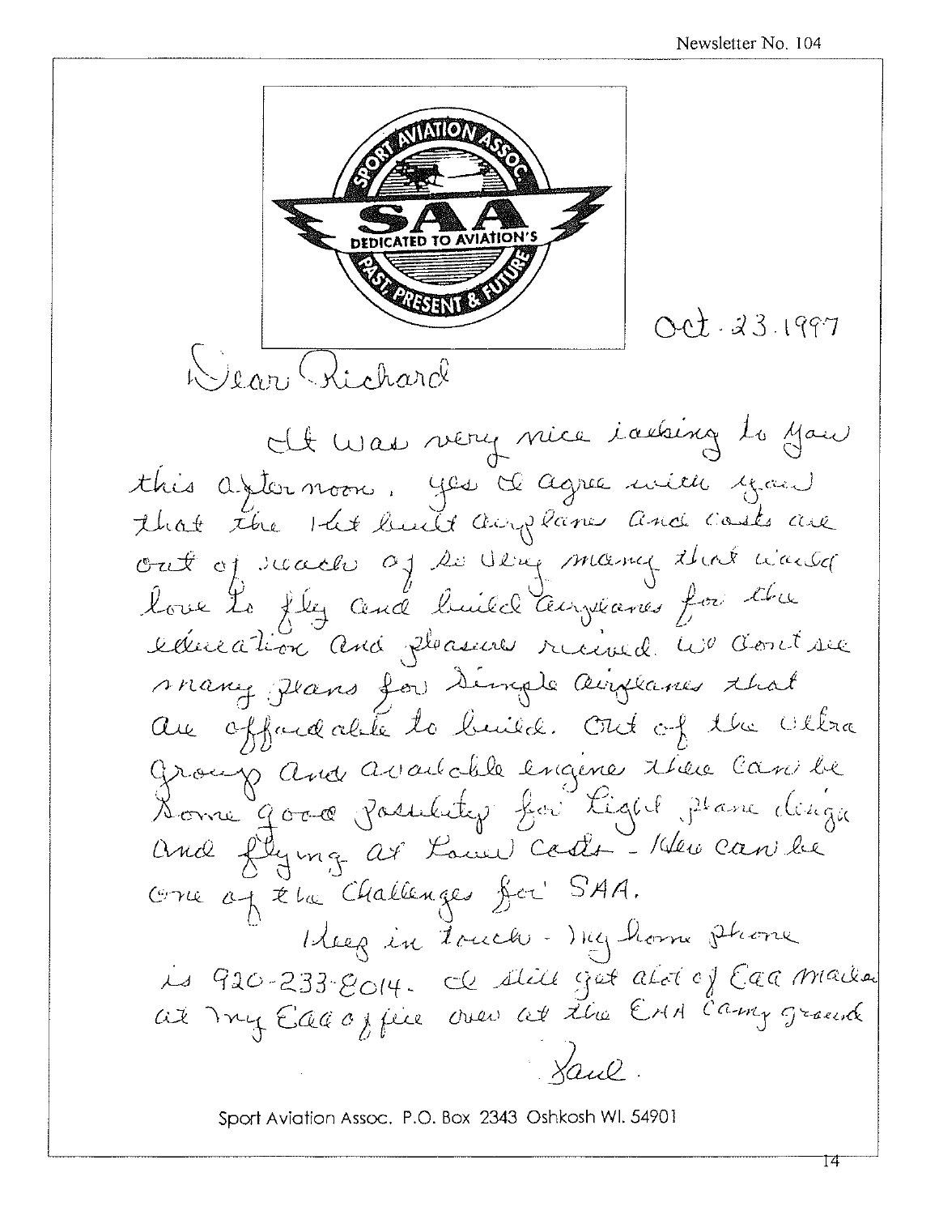SPORT AVIATION ASSOC.

SAA

DEDICATED TO AVIATION'S PAST, PRESENT & FUTURE

Oct. 23. 1997

Dear Richard

It was very nice talking to you this afternoon. yes I agree with you that the Kit build airplanes and costs are out of reach of so very many that would love to fly and build airplanes for the education and pleasure received. We don't see many plans for simple airplanes that are affordable to build. Out of the Ultra group and available engine there can be some good possibility for light plane design and flying at lower costs - this can be one of the challenges for SAA.

Keep in touch - my home phone is 920-233-8014. I still get alot of EAA mail at my EAA office over at the EAA Camp ground

Paul.

Sport Aviation Assoc. P.O. Box 2343 Oshkosh WI. 54901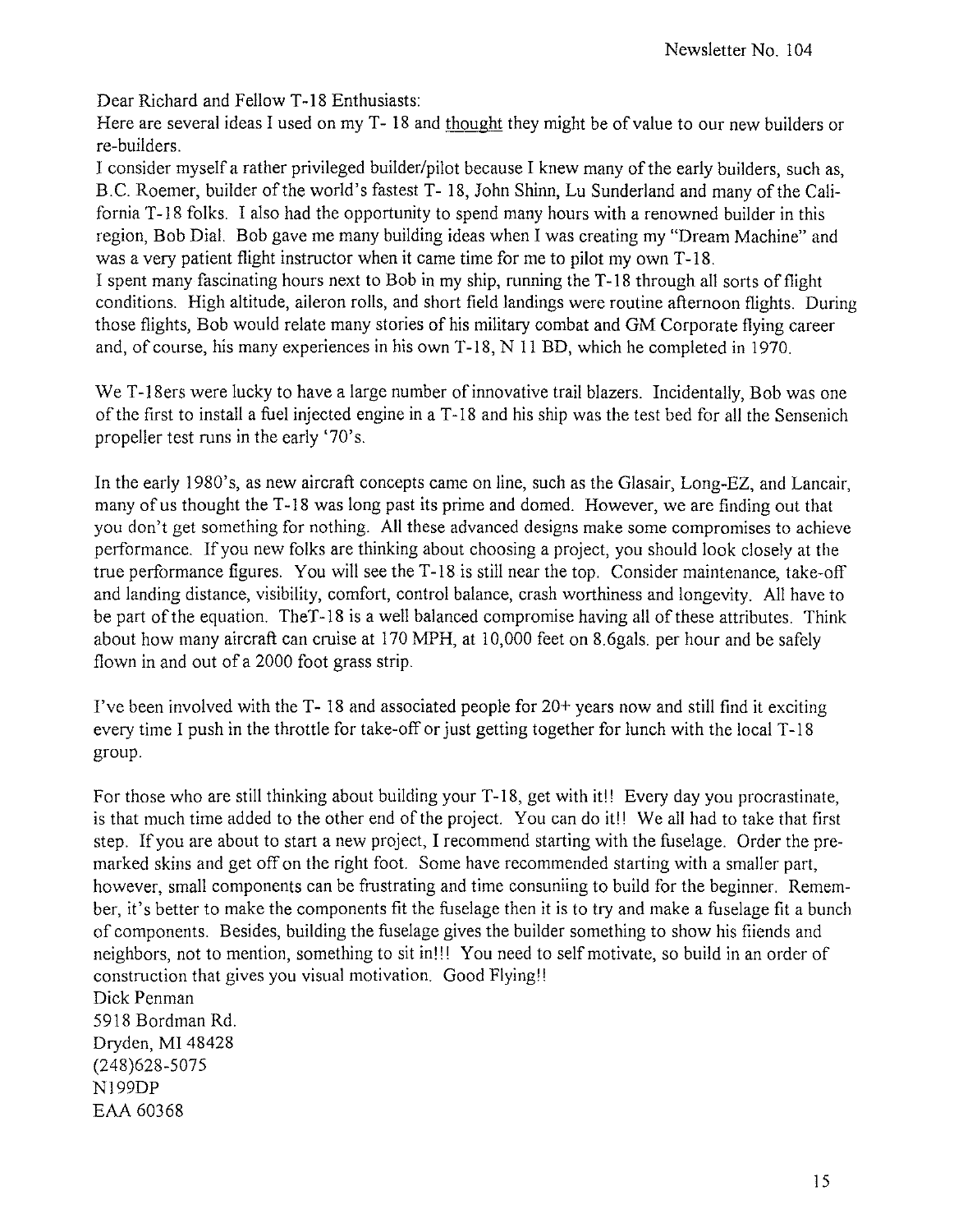Dear Richard and Fellow T-18 Enthusiasts:

Here are several ideas I used on my T- 18 and thought they might be of value to our new builders or re-builders.

I consider myself a rather privileged builder/pilot because I knew many of the early builders, such as, B.C. Roemer, builder of the world's fastest T- 18, John Shinn, Lu Sunderland and many of the California T-18 folks. I also had the opportunity to spend many hours with a renowned builder in this region, Bob Dial. Bob gave me many building ideas when I was creating my "Dream Machine" and was a very patient flight instructor when it came time for me to pilot my own T-18.

I spent many fascinating hours next to Bob in my ship, running the T-18 through all sorts of flight conditions. High altitude, aileron rolls, and short field landings were routine afternoon flights. During those flights, Bob would relate many stories of his military combat and GM Corporate flying career and, of course, his many experiences in his own T-18, N 11 BD, which he completed in 1970.

We T-18ers were lucky to have a large number of innovative trail blazers. Incidentally, Bob was one of the first to install a fuel injected engine in a T-18 and his ship was the test bed for all the Sensenich propeller test runs in the early '70's.

In the early 1980's, as new aircraft concepts came on line, such as the Glasair, Long-EZ, and Lancair, many of us thought the T-18 was long past its prime and domed. However, we are finding out that you don't get something for nothing. All these advanced designs make some compromises to achieve performance. If you new folks are thinking about choosing a project, you should look closely at the true performance figures. You will see the T-18 is still near the top. Consider maintenance, take-off and landing distance, visibility, comfort, control balance, crash worthiness and longevity. All have to be part of the equation. TheT-18 is a well balanced compromise having all of these attributes. Think about how many aircraft can cruise at 170 MPH, at 10,000 feet on 8.6gals. per hour and be safely flown in and out of a 2000 foot grass strip.

I've been involved with the T- 18 and associated people for 20+ years now and still find it exciting every time I push in the throttle for take-off or just getting together for lunch with the local T-18 group.

For those who are still thinking about building your T-18, get with it!! Every day you procrastinate, is that much time added to the other end of the project. You can do it!! We all had to take that first step. If you are about to start a new project, I recommend starting with the fuselage. Order the pre-marked skins and get off on the right foot. Some have recommended starting with a smaller part, however, small components can be frustrating and time consuniing to build for the beginner. Remember, it's better to make the components fit the fuselage then it is to try and make a fuselage fit a bunch of components. Besides, building the fuselage gives the builder something to show his fiiends and neighbors, not to mention, something to sit in!!! You need to self motivate, so build in an order of construction that gives you visual motivation. Good Flying!!

Dick Penman
5918 Bordman Rd.
Dryden, MI 48428
(248)628-5075
N199DP
EAA 60368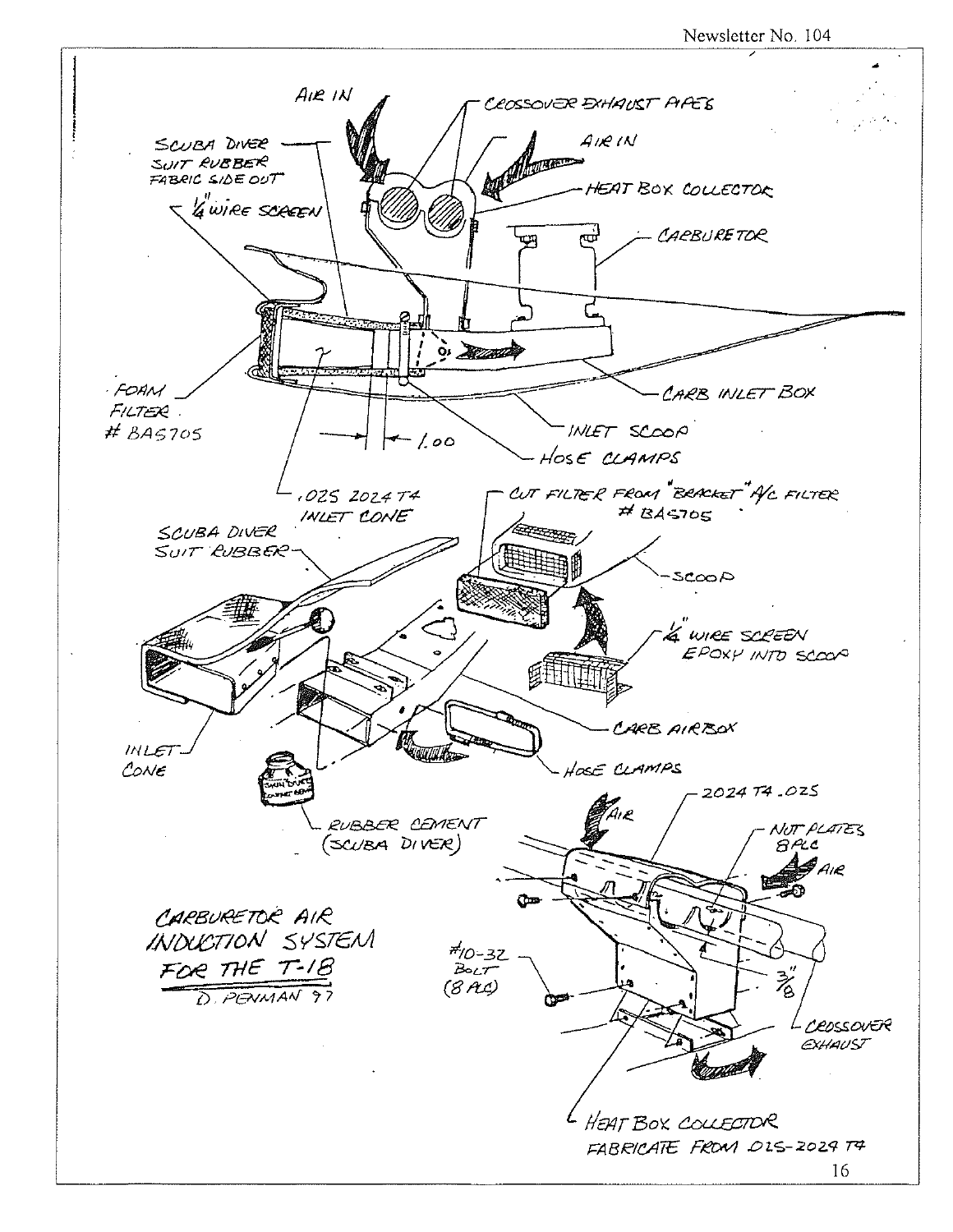AIR IN

CROSSOVER EXHAUST PIPES

AIR IN

HEAT BOX COLLECTOR

SCUBA DIVER SUIT RUBBER FABRIC SIDE OUT

1/4" WIRE SCREEN

CARBURETOR

FOAM FILTER # BA5705

CARB INLET BOX

INLET SCOOP

1.00

HOSE CLAMPS

.025 2024 T4 INLET CONE

CUT FILTER FROM "BRACKET" A/C FILTER # BA5705

SCUBA DIVER SUIT RUBBER

SCOOP

1/4" WIRE SCREEN EPOXY INTO SCOOP

CARB AIRBOX

INLET CONE

HOSE CLAMPS

RUBBER CEMENT (SCUBA DIVER)

2024 T4 .025

AIR

NUT PLATES 8 PLC

AIR

CARBURETOR AIR INDUCTION SYSTEM FOR THE T-18

D. PENMAN 97

#10-32 BOLT (8 PLC)

3/8"

CROSSOVER EXHAUST

HEAT BOX COLLECTOR FABRICATE FROM .025-2024 T4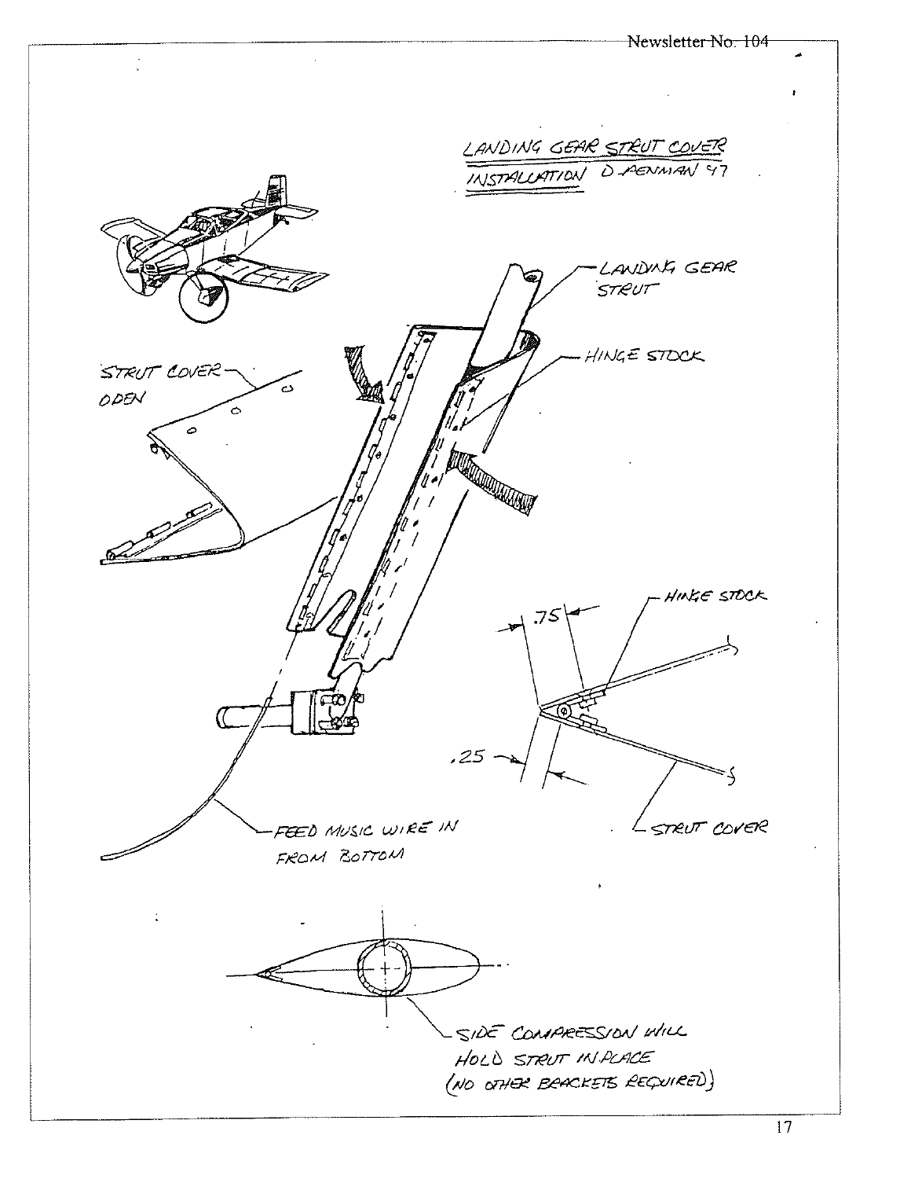LANDING GEAR STRUT COVER INSTALLATION D. PENMAN 47

LANDING GEAR STRUT

HINGE STOCK

STRUT COVER OPEN

HINGE STOCK

.75

.25

STRUT COVER

FEED MUSIC WIRE IN FROM BOTTOM

SIDE COMPRESSION WILL HOLD STRUT IN PLACE (NO OTHER BRACKETS REQUIRED)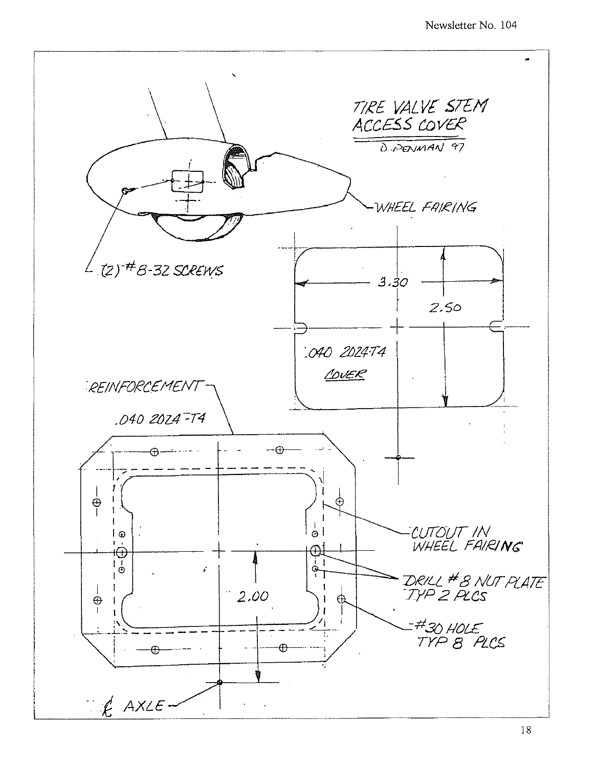## TIRE VALVE STEM ACCESS COVER

D. PENMAN 97

WHEEL FAIRING

(2) #8-32 SCREWS

3.30

2.50

.040 2024-T4

COVER

REINFORCEMENT

.040 2024-T4

CUTOUT IN WHEEL FAIRING

DRILL #8 NUT PLATE TYP 2 PLCS

2.00

#30 HOLE TYP 8 PLCS

℄ AXLE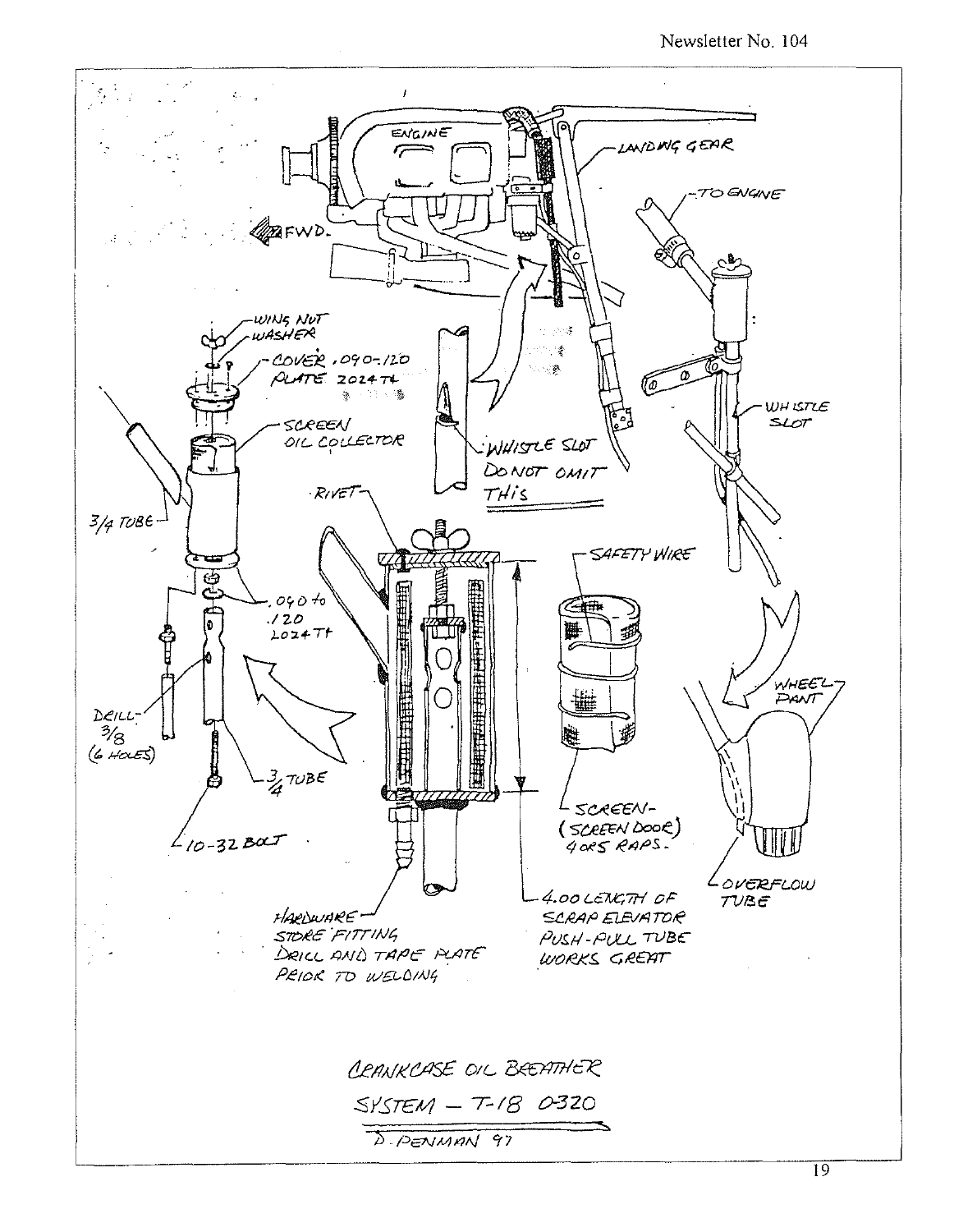ENGINE

LANDING GEAR

FWD.

TO ENGINE

WING NUT

WASHER

COVER .090-.120 PLATE 2024T4

SCREEN OIL COLLECTOR

WHISTLE SLOT DO NOT OMIT THIS

WHISTLE SLOT

3/4 TUBE

RIVET

SAFETY WIRE

.040 to .120 2024T4

WHEEL PANT

DRILL-3/8 (6 HOLES)

3/4 TUBE

10-32 BOLT

SCREEN- (SCREEN DOOR) 4 or 5 RAPS.

OVERFLOW TUBE

HARDWARE STORE FITTING DRILL AND TAPE PLATE PRIOR TO WELDING

4.00 LENGTH OF SCRAP ELEVATOR PUSH-PULL TUBE WORKS GREAT

CRANKCASE OIL BREATHER SYSTEM – T-18 O-320

D. PENMAN 97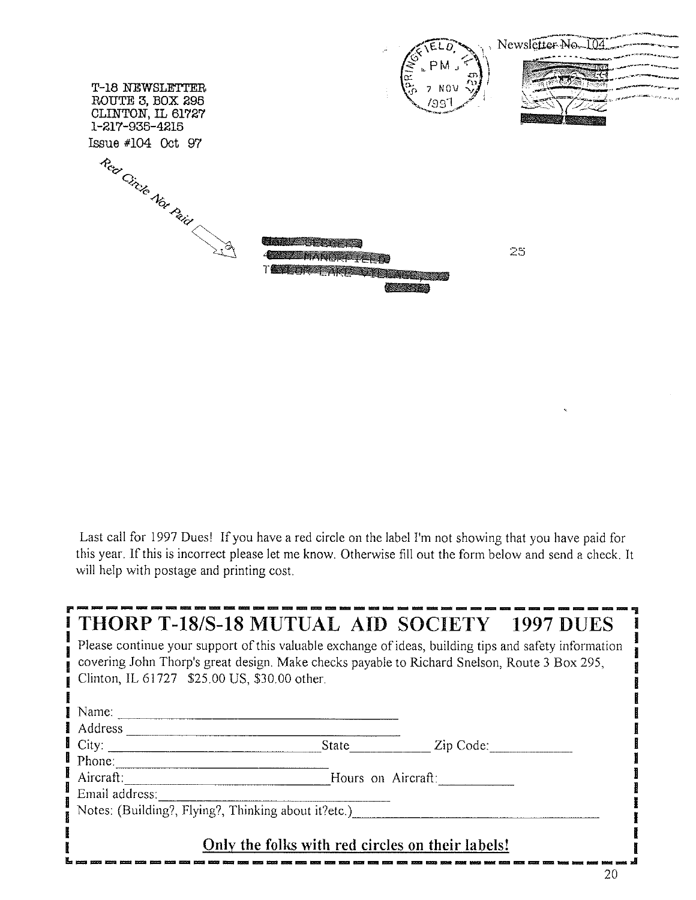T-18 NEWSLETTER
ROUTE 3, BOX 295
CLINTON, IL 61727
1-217-935-4215

Issue #104 Oct 97

SPRINGFIELD, IL PM 7 NOV 1997

Newsletter No. 104

*Red Circle Not Paid*

25

Last call for 1997 Dues! If you have a red circle on the label I'm not showing that you have paid for this year. If this is incorrect please let me know. Otherwise fill out the form below and send a check. It will help with postage and printing cost.

---

# THORP T-18/S-18 MUTUAL AID SOCIETY 1997 DUES

Please continue your support of this valuable exchange of ideas, building tips and safety information covering John Thorp's great design. Make checks payable to Richard Snelson, Route 3 Box 295, Clinton, IL 61727 $25.00 US, $30.00 other.

Name: ______________________________

Address ______________________________

City: ______________________ State__________ Zip Code:__________

Phone:______________________________

Aircraft:______________________ Hours on Aircraft:__________

Email address:______________________________

Notes: (Building?, Flying?, Thinking about it?etc.)______________________________

**Only the folks with red circles on their labels!**

---